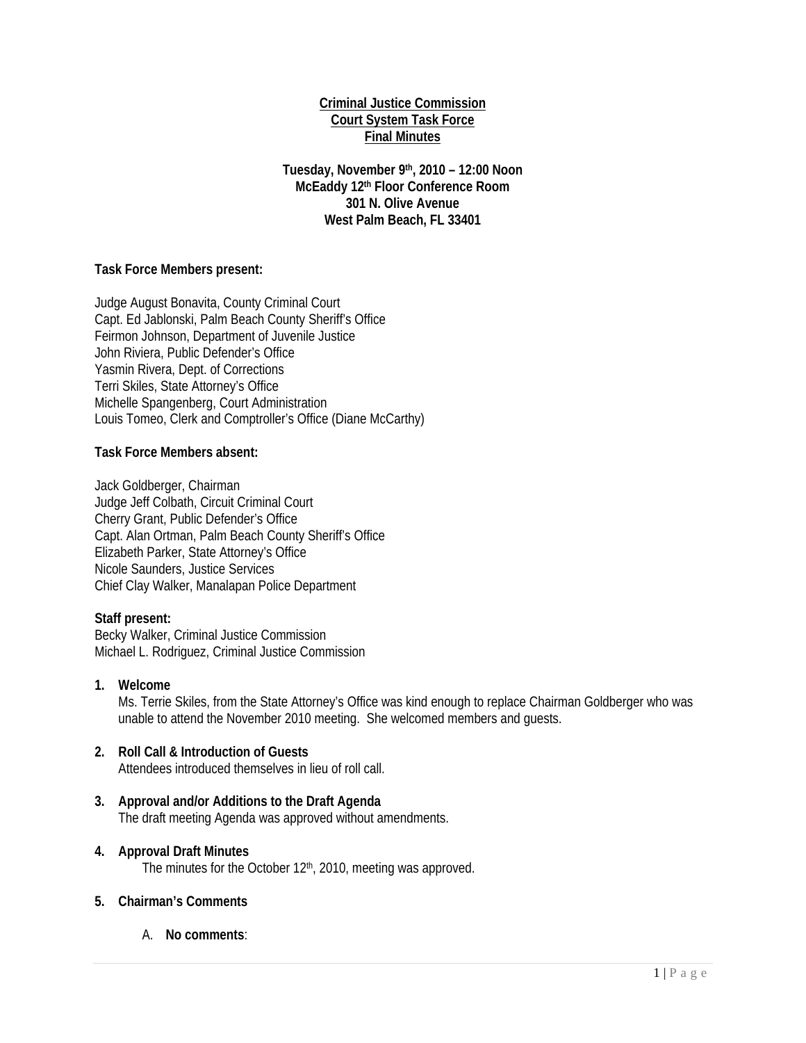**Criminal Justice Commission**
**Court System Task Force**
**Final Minutes**

**Tuesday, November 9th, 2010 – 12:00 Noon**
**McEaddy 12th Floor Conference Room**
**301 N. Olive Avenue**
**West Palm Beach, FL 33401**

**Task Force Members present:**

Judge August Bonavita, County Criminal Court
Capt. Ed Jablonski, Palm Beach County Sheriff's Office
Feirmon Johnson, Department of Juvenile Justice
John Riviera, Public Defender's Office
Yasmin Rivera, Dept. of Corrections
Terri Skiles, State Attorney's Office
Michelle Spangenberg, Court Administration
Louis Tomeo, Clerk and Comptroller's Office (Diane McCarthy)

**Task Force Members absent:**

Jack Goldberger, Chairman
Judge Jeff Colbath, Circuit Criminal Court
Cherry Grant, Public Defender's Office
Capt. Alan Ortman, Palm Beach County Sheriff's Office
Elizabeth Parker, State Attorney's Office
Nicole Saunders, Justice Services
Chief Clay Walker, Manalapan Police Department

**Staff present:**
Becky Walker, Criminal Justice Commission
Michael L. Rodriguez, Criminal Justice Commission

1. **Welcome**
   Ms. Terrie Skiles, from the State Attorney's Office was kind enough to replace Chairman Goldberger who was unable to attend the November 2010 meeting. She welcomed members and guests.

2. **Roll Call & Introduction of Guests**
   Attendees introduced themselves in lieu of roll call.

3. **Approval and/or Additions to the Draft Agenda**
   The draft meeting Agenda was approved without amendments.

4. **Approval Draft Minutes**
   The minutes for the October 12th, 2010, meeting was approved.

5. **Chairman's Comments**

   A. **No comments**: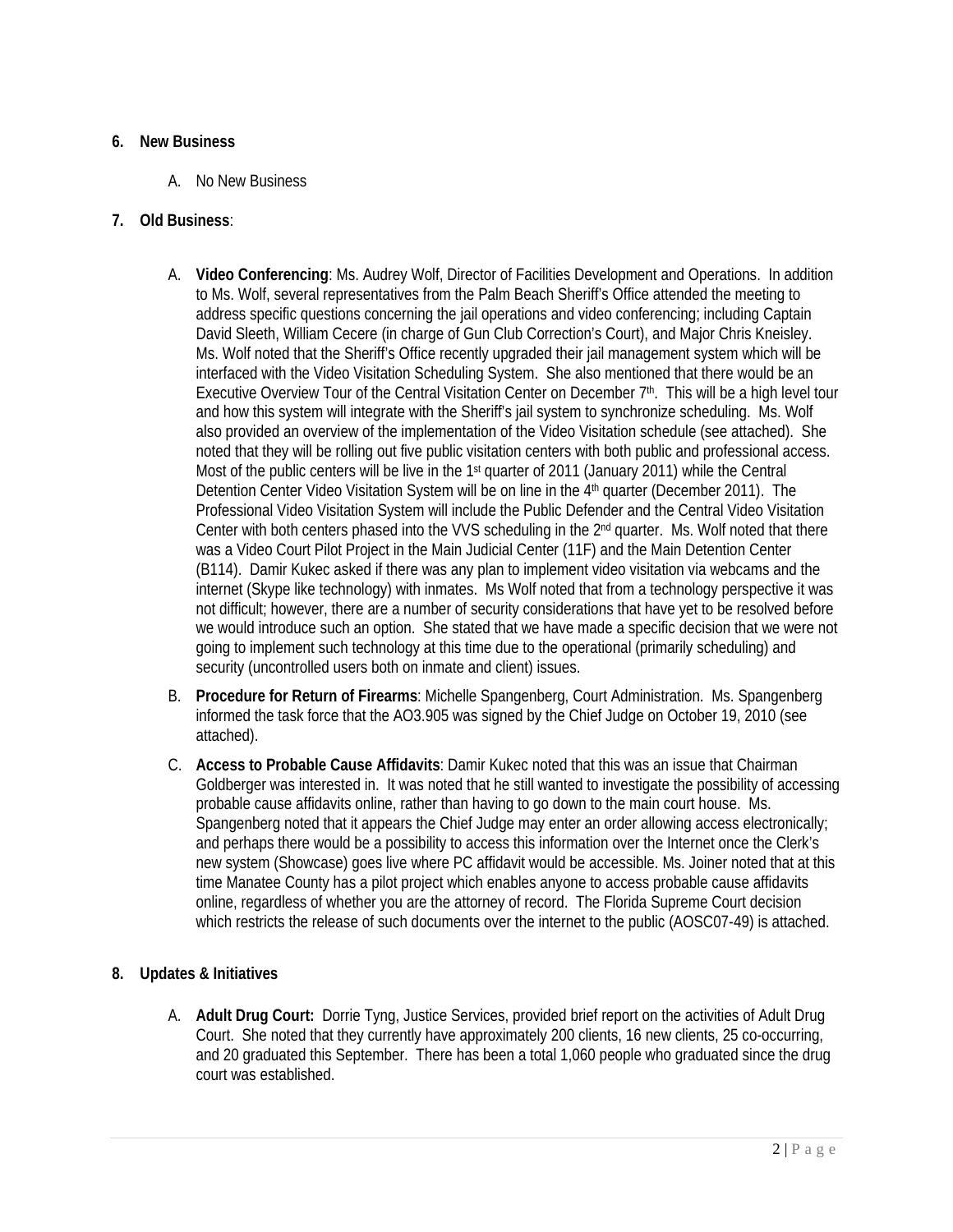**6. New Business**

A. No New Business

**7. Old Business**:

A. **Video Conferencing**: Ms. Audrey Wolf, Director of Facilities Development and Operations. In addition to Ms. Wolf, several representatives from the Palm Beach Sheriff's Office attended the meeting to address specific questions concerning the jail operations and video conferencing; including Captain David Sleeth, William Cecere (in charge of Gun Club Correction's Court), and Major Chris Kneisley. Ms. Wolf noted that the Sheriff's Office recently upgraded their jail management system which will be interfaced with the Video Visitation Scheduling System. She also mentioned that there would be an Executive Overview Tour of the Central Visitation Center on December 7th. This will be a high level tour and how this system will integrate with the Sheriff's jail system to synchronize scheduling. Ms. Wolf also provided an overview of the implementation of the Video Visitation schedule (see attached). She noted that they will be rolling out five public visitation centers with both public and professional access. Most of the public centers will be live in the 1st quarter of 2011 (January 2011) while the Central Detention Center Video Visitation System will be on line in the 4th quarter (December 2011). The Professional Video Visitation System will include the Public Defender and the Central Video Visitation Center with both centers phased into the VVS scheduling in the 2nd quarter. Ms. Wolf noted that there was a Video Court Pilot Project in the Main Judicial Center (11F) and the Main Detention Center (B114). Damir Kukec asked if there was any plan to implement video visitation via webcams and the internet (Skype like technology) with inmates. Ms Wolf noted that from a technology perspective it was not difficult; however, there are a number of security considerations that have yet to be resolved before we would introduce such an option. She stated that we have made a specific decision that we were not going to implement such technology at this time due to the operational (primarily scheduling) and security (uncontrolled users both on inmate and client) issues.

B. **Procedure for Return of Firearms**: Michelle Spangenberg, Court Administration. Ms. Spangenberg informed the task force that the AO3.905 was signed by the Chief Judge on October 19, 2010 (see attached).

C. **Access to Probable Cause Affidavits**: Damir Kukec noted that this was an issue that Chairman Goldberger was interested in. It was noted that he still wanted to investigate the possibility of accessing probable cause affidavits online, rather than having to go down to the main court house. Ms. Spangenberg noted that it appears the Chief Judge may enter an order allowing access electronically; and perhaps there would be a possibility to access this information over the Internet once the Clerk's new system (Showcase) goes live where PC affidavit would be accessible. Ms. Joiner noted that at this time Manatee County has a pilot project which enables anyone to access probable cause affidavits online, regardless of whether you are the attorney of record. The Florida Supreme Court decision which restricts the release of such documents over the internet to the public (AOSC07-49) is attached.

**8. Updates & Initiatives**

A. **Adult Drug Court:** Dorrie Tyng, Justice Services, provided brief report on the activities of Adult Drug Court. She noted that they currently have approximately 200 clients, 16 new clients, 25 co-occurring, and 20 graduated this September. There has been a total 1,060 people who graduated since the drug court was established.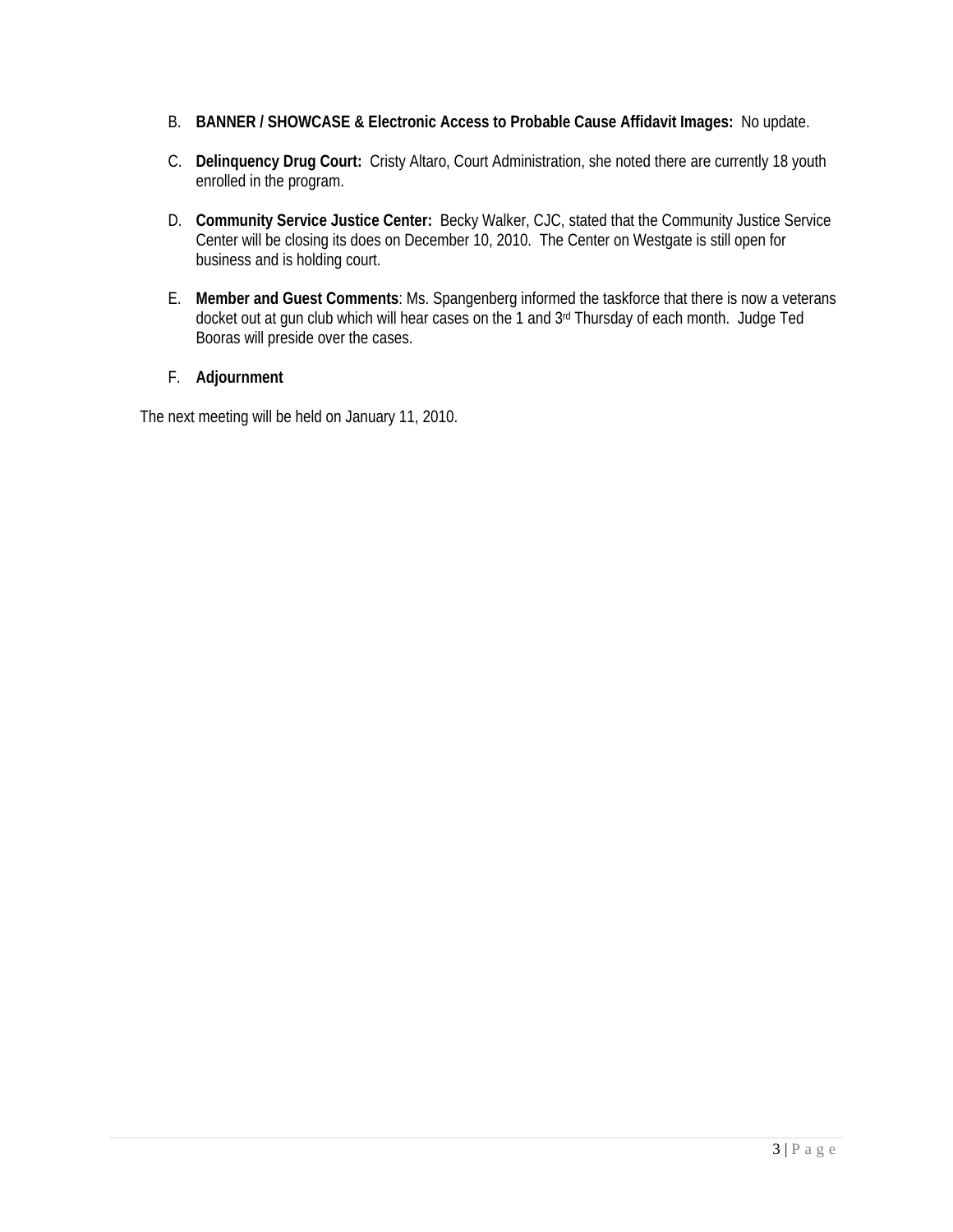B. **BANNER / SHOWCASE & Electronic Access to Probable Cause Affidavit Images:** No update.

C. **Delinquency Drug Court:** Cristy Altaro, Court Administration, she noted there are currently 18 youth enrolled in the program.

D. **Community Service Justice Center:** Becky Walker, CJC, stated that the Community Justice Service Center will be closing its does on December 10, 2010. The Center on Westgate is still open for business and is holding court.

E. **Member and Guest Comments**: Ms. Spangenberg informed the taskforce that there is now a veterans docket out at gun club which will hear cases on the 1 and 3rd Thursday of each month. Judge Ted Booras will preside over the cases.

F. **Adjournment**

The next meeting will be held on January 11, 2010.